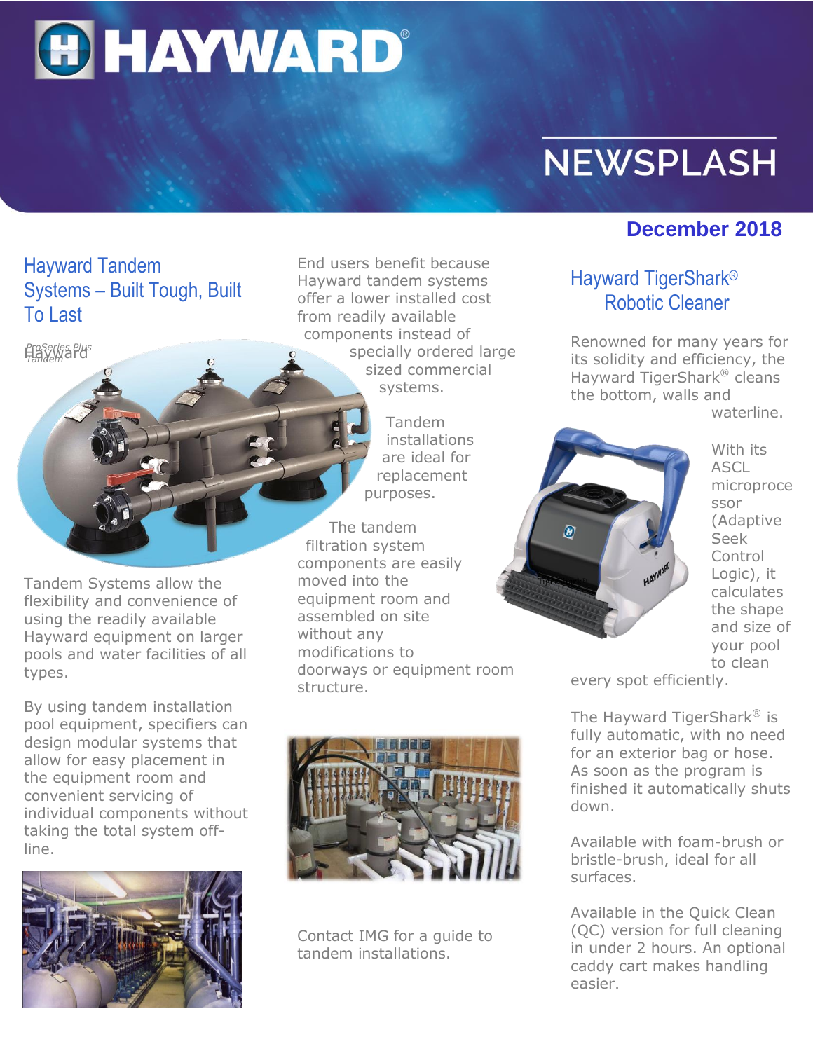# HAYWARD

# NEWSPLASH

**December 2018**

## Hayward Tandem Systems – Built Tough, Built To Last

*ProSeries Plus Tandem*

Hayward

Tandem Systems allow the flexibility and convenience of using the readily available Hayward equipment on larger pools and water facilities of all types.

By using tandem installation pool equipment, specifiers can design modular systems that allow for easy placement in the equipment room and convenient servicing of individual components without taking the total system off-line.

End users benefit because Hayward tandem systems offer a lower installed cost from readily available components instead of specially ordered large sized commercial systems.

Tandem installations are ideal for replacement purposes.

The tandem filtration system components are easily moved into the equipment room and assembled on site without any modifications to doorways or equipment room structure.

Contact IMG for a guide to tandem installations.

## Hayward TigerShark® Robotic Cleaner

Renowned for many years for its solidity and efficiency, the Hayward TigerShark® cleans the bottom, walls and waterline.

With its ASCL microprocessor (Adaptive Seek Control Logic), it calculates the shape and size of your pool to clean every spot efficiently.

The Hayward TigerShark® is fully automatic, with no need for an exterior bag or hose. As soon as the program is finished it automatically shuts down.

Available with foam-brush or bristle-brush, ideal for all surfaces.

Available in the Quick Clean (QC) version for full cleaning in under 2 hours. An optional caddy cart makes handling easier.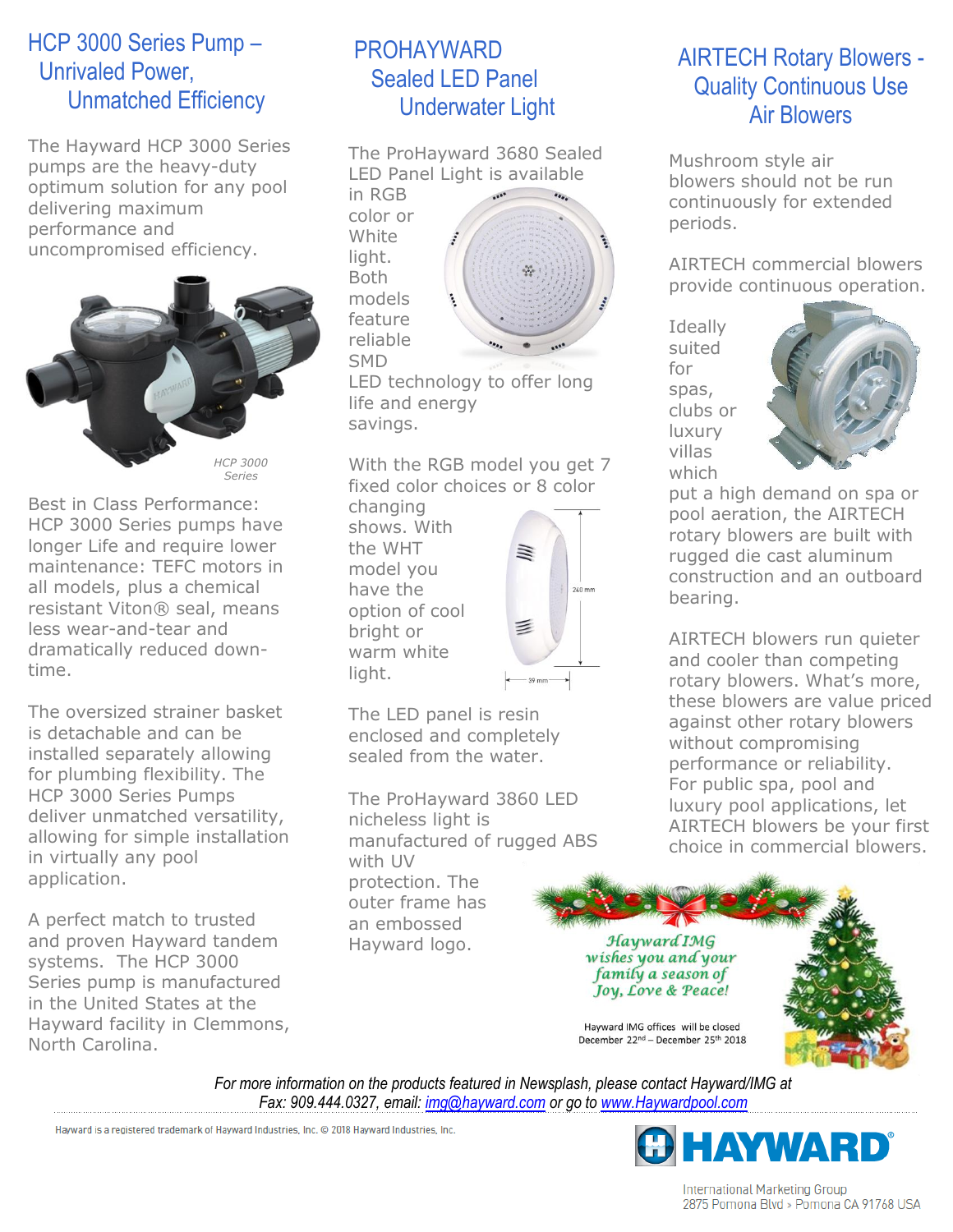## HCP 3000 Series Pump – Unrivaled Power, Unmatched Efficiency

The Hayward HCP 3000 Series pumps are the heavy-duty optimum solution for any pool delivering maximum performance and uncompromised efficiency.

HCP 3000 Series

Best in Class Performance: HCP 3000 Series pumps have longer Life and require lower maintenance: TEFC motors in all models, plus a chemical resistant Viton® seal, means less wear-and-tear and dramatically reduced down-time.

The oversized strainer basket is detachable and can be installed separately allowing for plumbing flexibility. The HCP 3000 Series Pumps deliver unmatched versatility, allowing for simple installation in virtually any pool application.

A perfect match to trusted and proven Hayward tandem systems. The HCP 3000 Series pump is manufactured in the United States at the Hayward facility in Clemmons, North Carolina.

## PROHAYWARD Sealed LED Panel Underwater Light

The ProHayward 3680 Sealed LED Panel Light is available in RGB color or White light. Both models feature reliable SMD LED technology to offer long life and energy savings.

With the RGB model you get 7 fixed color choices or 8 color changing shows. With the WHT model you have the option of cool bright or warm white light.

240 mm

39 mm

The LED panel is resin enclosed and completely sealed from the water.

The ProHayward 3860 LED nicheless light is manufactured of rugged ABS with UV protection. The outer frame has an embossed Hayward logo.

## AIRTECH Rotary Blowers - Quality Continuous Use Air Blowers

Mushroom style air blowers should not be run continuously for extended periods.

AIRTECH commercial blowers provide continuous operation.

Ideally suited for spas, clubs or luxury villas which put a high demand on spa or pool aeration, the AIRTECH rotary blowers are built with rugged die cast aluminum construction and an outboard bearing.

AIRTECH blowers run quieter and cooler than competing rotary blowers. What's more, these blowers are value priced against other rotary blowers without compromising performance or reliability. For public spa, pool and luxury pool applications, let AIRTECH blowers be your first choice in commercial blowers.

*Hayward IMG wishes you and your family a season of Joy, Love & Peace!*

Hayward IMG offices will be closed December 22nd – December 25th 2018

*For more information on the products featured in Newsplash, please contact Hayward/IMG at Fax: 909.444.0327, email: img@hayward.com or go to www.Haywardpool.com*

Hayward is a registered trademark of Hayward Industries, Inc. © 2018 Hayward Industries, Inc.

HAYWARD®

International Marketing Group
2875 Pomona Blvd » Pomona CA 91768 USA